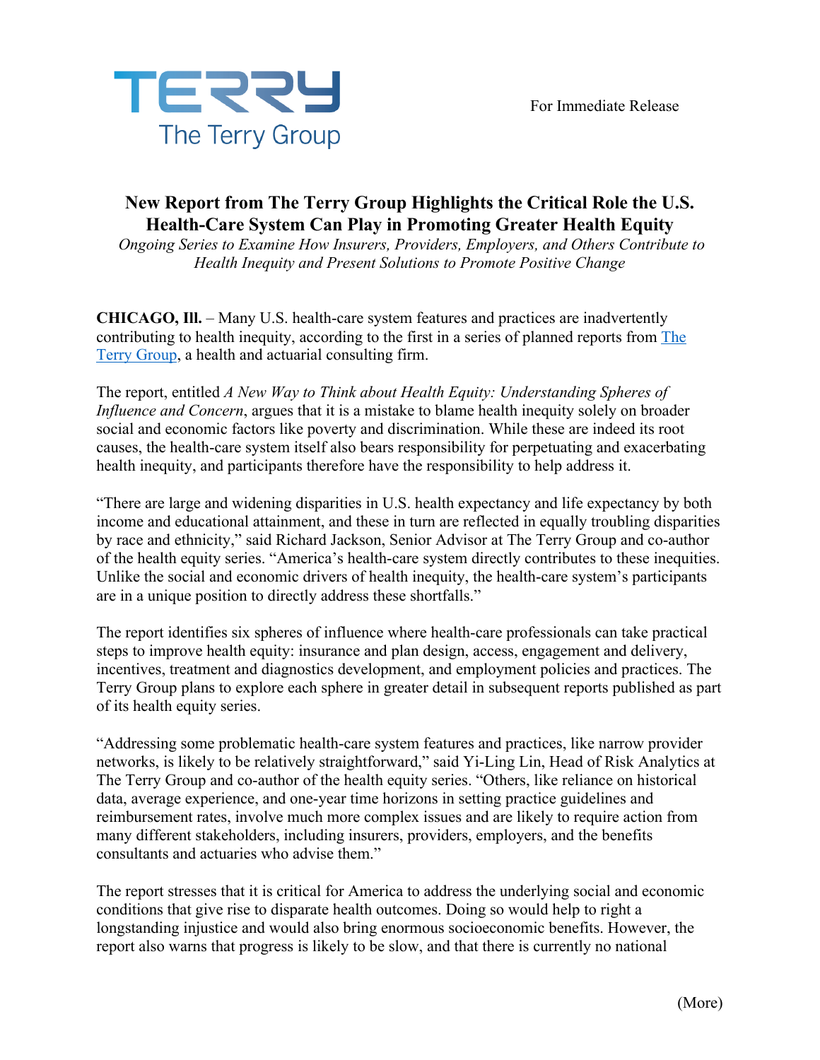TERRY
The Terry Group

For Immediate Release

# New Report from The Terry Group Highlights the Critical Role the U.S. Health-Care System Can Play in Promoting Greater Health Equity

*Ongoing Series to Examine How Insurers, Providers, Employers, and Others Contribute to Health Inequity and Present Solutions to Promote Positive Change*

**CHICAGO, Ill.** – Many U.S. health-care system features and practices are inadvertently contributing to health inequity, according to the first in a series of planned reports from [The Terry Group](), a health and actuarial consulting firm.

The report, entitled *A New Way to Think about Health Equity: Understanding Spheres of Influence and Concern*, argues that it is a mistake to blame health inequity solely on broader social and economic factors like poverty and discrimination. While these are indeed its root causes, the health-care system itself also bears responsibility for perpetuating and exacerbating health inequity, and participants therefore have the responsibility to help address it.

"There are large and widening disparities in U.S. health expectancy and life expectancy by both income and educational attainment, and these in turn are reflected in equally troubling disparities by race and ethnicity," said Richard Jackson, Senior Advisor at The Terry Group and co-author of the health equity series. "America's health-care system directly contributes to these inequities. Unlike the social and economic drivers of health inequity, the health-care system's participants are in a unique position to directly address these shortfalls."

The report identifies six spheres of influence where health-care professionals can take practical steps to improve health equity: insurance and plan design, access, engagement and delivery, incentives, treatment and diagnostics development, and employment policies and practices. The Terry Group plans to explore each sphere in greater detail in subsequent reports published as part of its health equity series.

"Addressing some problematic health-care system features and practices, like narrow provider networks, is likely to be relatively straightforward," said Yi-Ling Lin, Head of Risk Analytics at The Terry Group and co-author of the health equity series. "Others, like reliance on historical data, average experience, and one-year time horizons in setting practice guidelines and reimbursement rates, involve much more complex issues and are likely to require action from many different stakeholders, including insurers, providers, employers, and the benefits consultants and actuaries who advise them."

The report stresses that it is critical for America to address the underlying social and economic conditions that give rise to disparate health outcomes. Doing so would help to right a longstanding injustice and would also bring enormous socioeconomic benefits. However, the report also warns that progress is likely to be slow, and that there is currently no national

(More)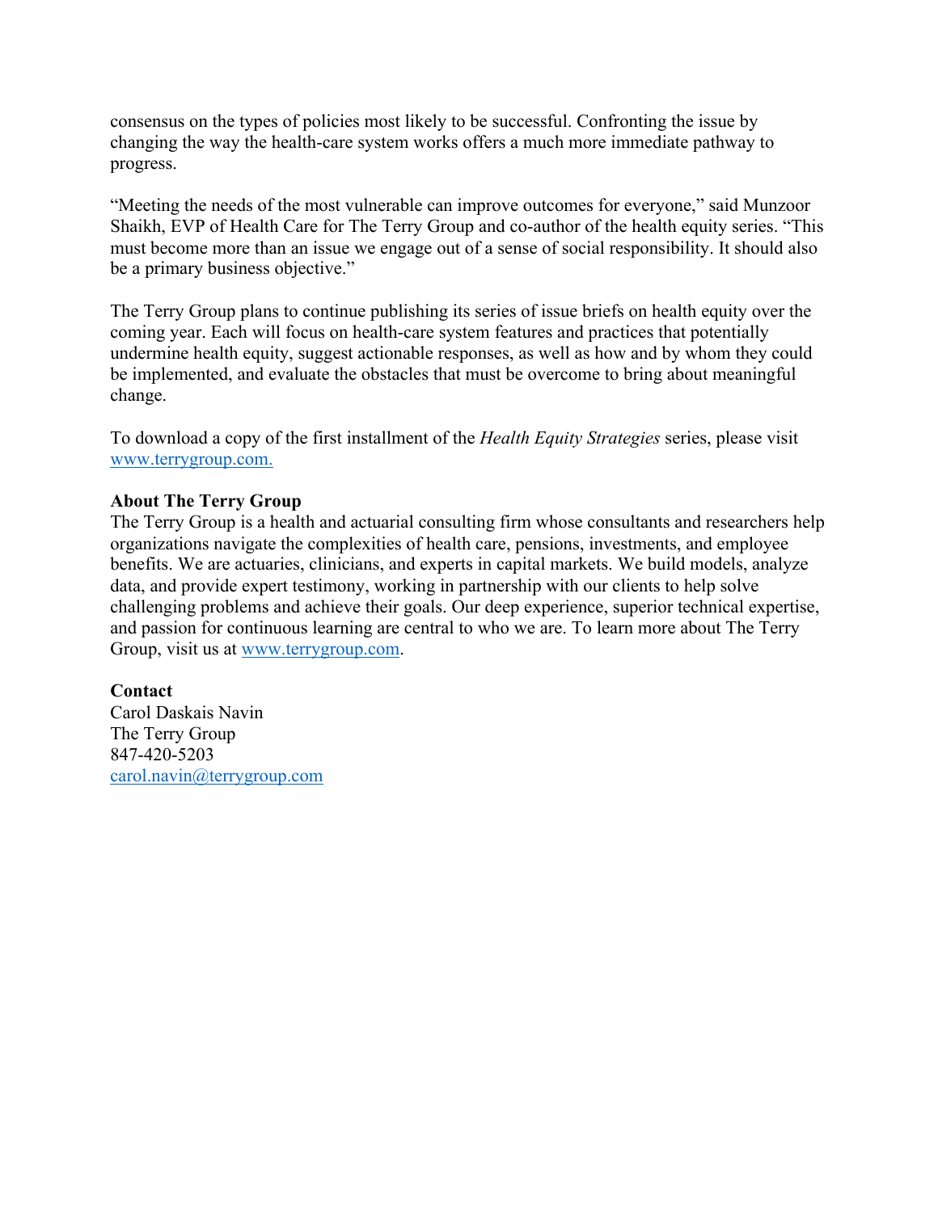consensus on the types of policies most likely to be successful. Confronting the issue by changing the way the health-care system works offers a much more immediate pathway to progress.

"Meeting the needs of the most vulnerable can improve outcomes for everyone," said Munzoor Shaikh, EVP of Health Care for The Terry Group and co-author of the health equity series. "This must become more than an issue we engage out of a sense of social responsibility. It should also be a primary business objective."

The Terry Group plans to continue publishing its series of issue briefs on health equity over the coming year. Each will focus on health-care system features and practices that potentially undermine health equity, suggest actionable responses, as well as how and by whom they could be implemented, and evaluate the obstacles that must be overcome to bring about meaningful change.

To download a copy of the first installment of the *Health Equity Strategies* series, please visit www.terrygroup.com.

**About The Terry Group**
The Terry Group is a health and actuarial consulting firm whose consultants and researchers help organizations navigate the complexities of health care, pensions, investments, and employee benefits. We are actuaries, clinicians, and experts in capital markets. We build models, analyze data, and provide expert testimony, working in partnership with our clients to help solve challenging problems and achieve their goals. Our deep experience, superior technical expertise, and passion for continuous learning are central to who we are. To learn more about The Terry Group, visit us at www.terrygroup.com.

**Contact**
Carol Daskais Navin
The Terry Group
847-420-5203
carol.navin@terrygroup.com